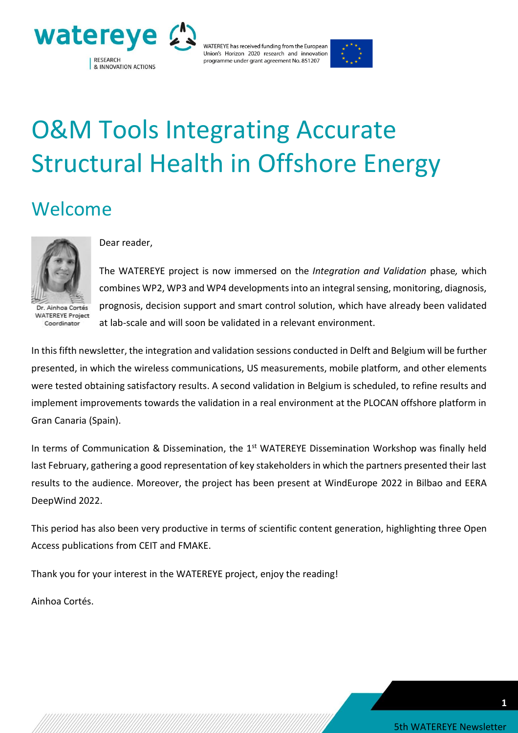watereye

RESEARCH & INNOVATION ACTIONS

WATEREYE has received funding from the European Union's Horizon 2020 research and innovation programme under grant agreement No. 851207

# O&M Tools Integrating Accurate Structural Health in Offshore Energy

## Welcome

Dr. Ainhoa Cortés
WATEREYE Project Coordinator

Dear reader,

The WATEREYE project is now immersed on the *Integration and Validation* phase*,* which combines WP2, WP3 and WP4 developments into an integral sensing, monitoring, diagnosis, prognosis, decision support and smart control solution, which have already been validated at lab-scale and will soon be validated in a relevant environment.

In this fifth newsletter, the integration and validation sessions conducted in Delft and Belgium will be further presented, in which the wireless communications, US measurements, mobile platform, and other elements were tested obtaining satisfactory results. A second validation in Belgium is scheduled, to refine results and implement improvements towards the validation in a real environment at the PLOCAN offshore platform in Gran Canaria (Spain).

In terms of Communication & Dissemination, the 1st WATEREYE Dissemination Workshop was finally held last February, gathering a good representation of key stakeholders in which the partners presented their last results to the audience. Moreover, the project has been present at WindEurope 2022 in Bilbao and EERA DeepWind 2022.

This period has also been very productive in terms of scientific content generation, highlighting three Open Access publications from CEIT and FMAKE.

Thank you for your interest in the WATEREYE project, enjoy the reading!

Ainhoa Cortés.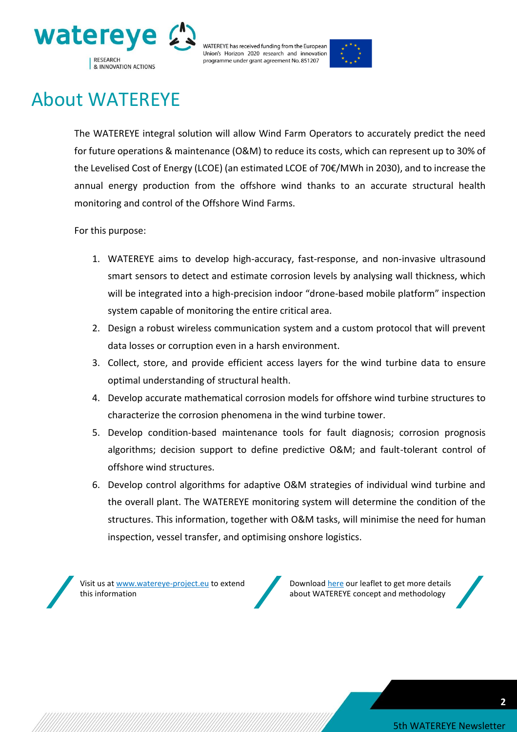# About WATEREYE

The WATEREYE integral solution will allow Wind Farm Operators to accurately predict the need for future operations & maintenance (O&M) to reduce its costs, which can represent up to 30% of the Levelised Cost of Energy (LCOE) (an estimated LCOE of 70€/MWh in 2030), and to increase the annual energy production from the offshore wind thanks to an accurate structural health monitoring and control of the Offshore Wind Farms.

For this purpose:

1. WATEREYE aims to develop high-accuracy, fast-response, and non-invasive ultrasound smart sensors to detect and estimate corrosion levels by analysing wall thickness, which will be integrated into a high-precision indoor "drone-based mobile platform" inspection system capable of monitoring the entire critical area.
2. Design a robust wireless communication system and a custom protocol that will prevent data losses or corruption even in a harsh environment.
3. Collect, store, and provide efficient access layers for the wind turbine data to ensure optimal understanding of structural health.
4. Develop accurate mathematical corrosion models for offshore wind turbine structures to characterize the corrosion phenomena in the wind turbine tower.
5. Develop condition-based maintenance tools for fault diagnosis; corrosion prognosis algorithms; decision support to define predictive O&M; and fault-tolerant control of offshore wind structures.
6. Develop control algorithms for adaptive O&M strategies of individual wind turbine and the overall plant. The WATEREYE monitoring system will determine the condition of the structures. This information, together with O&M tasks, will minimise the need for human inspection, vessel transfer, and optimising onshore logistics.

Visit us at [www.watereye-project.eu](www.watereye-project.eu) to extend this information

Download [here]() our leaflet to get more details about WATEREYE concept and methodology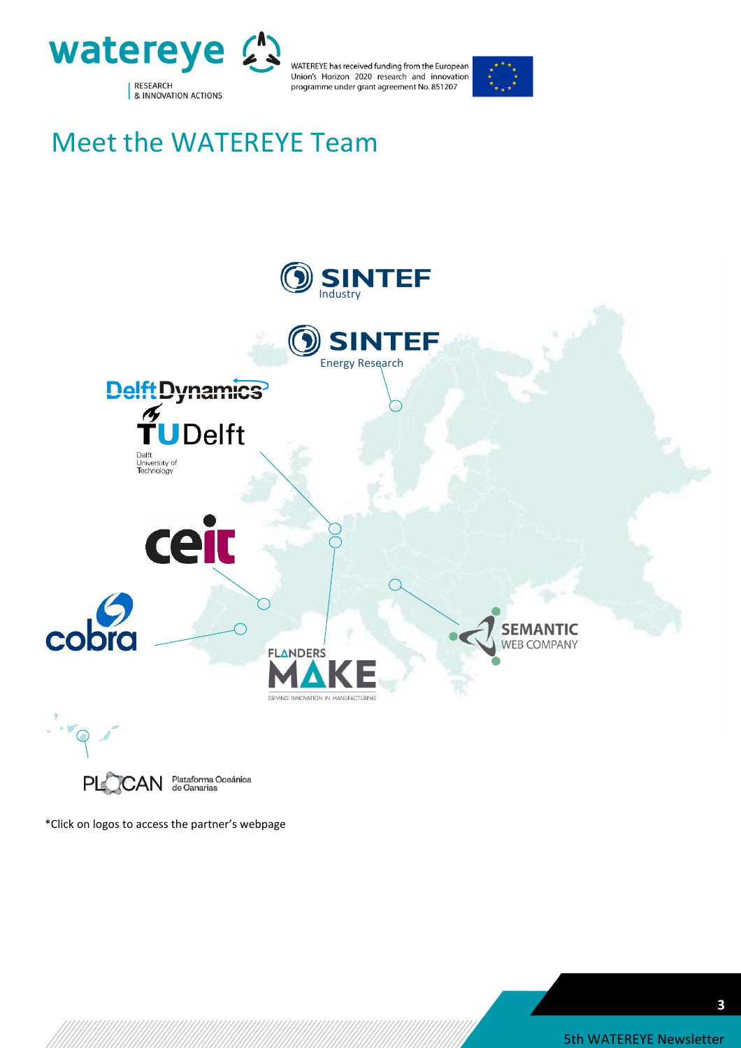# Meet the WATEREYE Team

SINTEF Industry

SINTEF Energy Research

DelftDynamics

TU Delft – Delft University of Technology

ceit

cobra

FLANDERS MAKE – DRIVING INNOVATION IN MANUFACTURING

SEMANTIC WEB COMPANY

PLOCAN Plataforma Oceánica de Canarias

*Click on logos to access the partner's webpage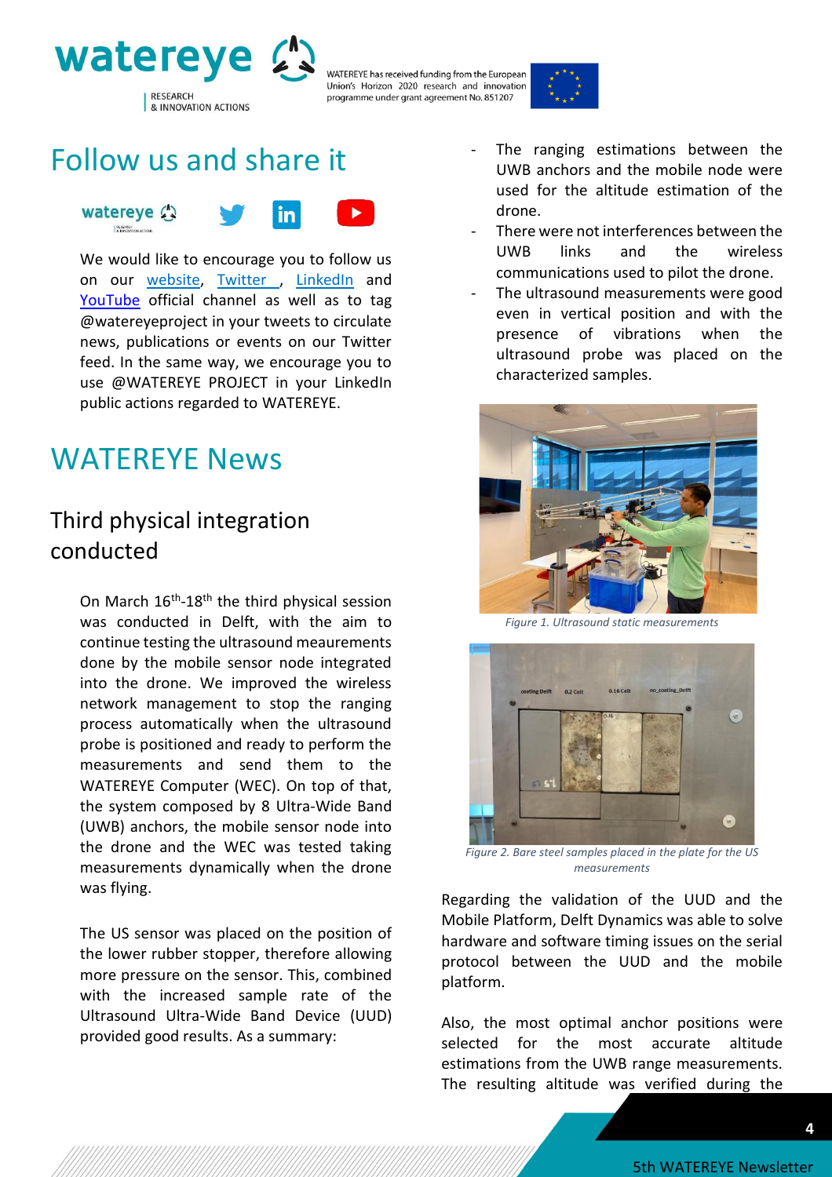# Follow us and share it

We would like to encourage you to follow us on our website, Twitter , LinkedIn and YouTube official channel as well as to tag @watereyeproject in your tweets to circulate news, publications or events on our Twitter feed. In the same way, we encourage you to use @WATEREYE PROJECT in your LinkedIn public actions regarded to WATEREYE.

# WATEREYE News

## Third physical integration conducted

On March 16th-18th the third physical session was conducted in Delft, with the aim to continue testing the ultrasound meaurements done by the mobile sensor node integrated into the drone. We improved the wireless network management to stop the ranging process automatically when the ultrasound probe is positioned and ready to perform the measurements and send them to the WATEREYE Computer (WEC). On top of that, the system composed by 8 Ultra-Wide Band (UWB) anchors, the mobile sensor node into the drone and the WEC was tested taking measurements dynamically when the drone was flying.

The US sensor was placed on the position of the lower rubber stopper, therefore allowing more pressure on the sensor. This, combined with the increased sample rate of the Ultrasound Ultra-Wide Band Device (UUD) provided good results. As a summary:

- The ranging estimations between the UWB anchors and the mobile node were used for the altitude estimation of the drone.
- There were not interferences between the UWB links and the wireless communications used to pilot the drone.
- The ultrasound measurements were good even in vertical position and with the presence of vibrations when the ultrasound probe was placed on the characterized samples.

*Figure 1. Ultrasound static measurements*

*Figure 2. Bare steel samples placed in the plate for the US measurements*

Regarding the validation of the UUD and the Mobile Platform, Delft Dynamics was able to solve hardware and software timing issues on the serial protocol between the UUD and the mobile platform.

Also, the most optimal anchor positions were selected for the most accurate altitude estimations from the UWB range measurements. The resulting altitude was verified during the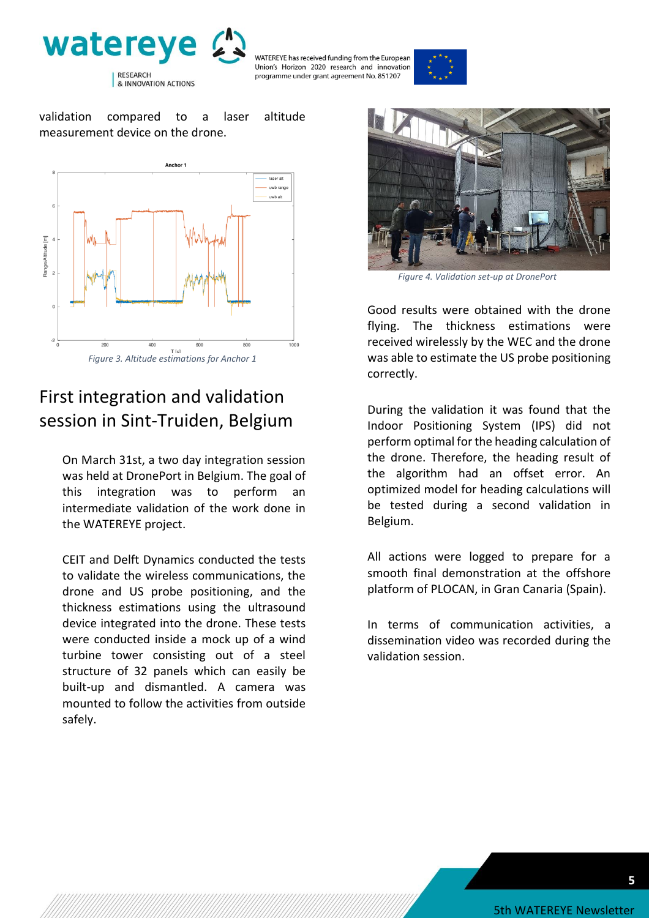validation compared to a laser altitude measurement device on the drone.

Figure 3. Altitude estimations for Anchor 1

## First integration and validation session in Sint-Truiden, Belgium

On March 31st, a two day integration session was held at DronePort in Belgium. The goal of this integration was to perform an intermediate validation of the work done in the WATEREYE project.

CEIT and Delft Dynamics conducted the tests to validate the wireless communications, the drone and US probe positioning, and the thickness estimations using the ultrasound device integrated into the drone. These tests were conducted inside a mock up of a wind turbine tower consisting out of a steel structure of 32 panels which can easily be built-up and dismantled. A camera was mounted to follow the activities from outside safely.

Figure 4. Validation set-up at DronePort

Good results were obtained with the drone flying. The thickness estimations were received wirelessly by the WEC and the drone was able to estimate the US probe positioning correctly.

During the validation it was found that the Indoor Positioning System (IPS) did not perform optimal for the heading calculation of the drone. Therefore, the heading result of the algorithm had an offset error. An optimized model for heading calculations will be tested during a second validation in Belgium.

All actions were logged to prepare for a smooth final demonstration at the offshore platform of PLOCAN, in Gran Canaria (Spain).

In terms of communication activities, a dissemination video was recorded during the validation session.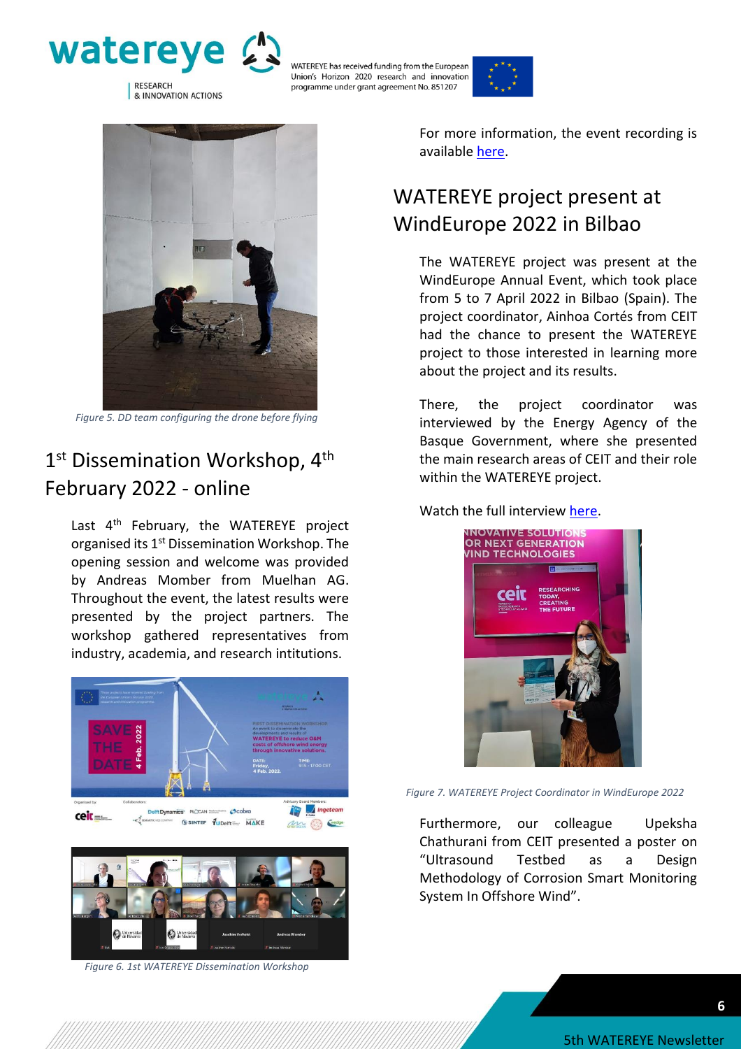Figure 5. DD team configuring the drone before flying

## 1st Dissemination Workshop, 4th February 2022 - online

Last 4th February, the WATEREYE project organised its 1st Dissemination Workshop. The opening session and welcome was provided by Andreas Momber from Muelhan AG. Throughout the event, the latest results were presented by the project partners. The workshop gathered representatives from industry, academia, and research intitutions.

Figure 6. 1st WATEREYE Dissemination Workshop

For more information, the event recording is available here.

## WATEREYE project present at WindEurope 2022 in Bilbao

The WATEREYE project was present at the WindEurope Annual Event, which took place from 5 to 7 April 2022 in Bilbao (Spain). The project coordinator, Ainhoa Cortés from CEIT had the chance to present the WATEREYE project to those interested in learning more about the project and its results.

There, the project coordinator was interviewed by the Energy Agency of the Basque Government, where she presented the main research areas of CEIT and their role within the WATEREYE project.

Watch the full interview here.

Figure 7. WATEREYE Project Coordinator in WindEurope 2022

Furthermore, our colleague Upeksha Chathurani from CEIT presented a poster on "Ultrasound Testbed as a Design Methodology of Corrosion Smart Monitoring System In Offshore Wind".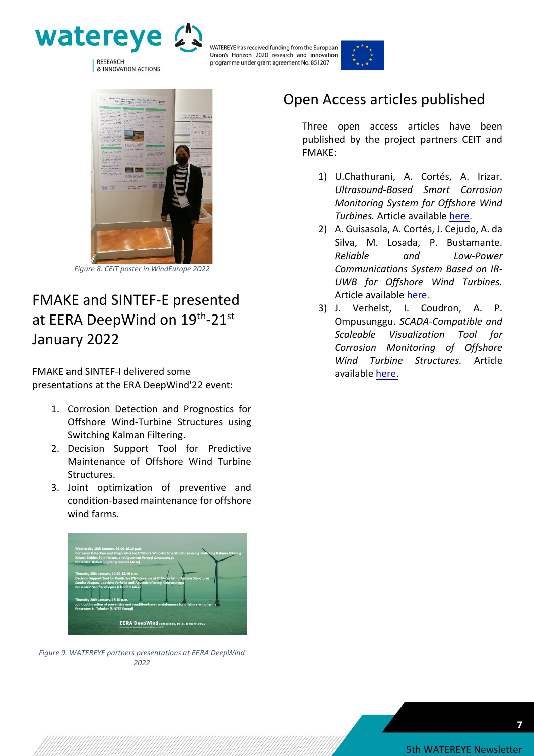Figure 8. CEIT poster in WindEurope 2022

## FMAKE and SINTEF-E presented at EERA DeepWind on 19th-21st January 2022

FMAKE and SINTEF-I delivered some presentations at the ERA DeepWind'22 event:

1. Corrosion Detection and Prognostics for Offshore Wind-Turbine Structures using Switching Kalman Filtering.
2. Decision Support Tool for Predictive Maintenance of Offshore Wind Turbine Structures.
3. Joint optimization of preventive and condition-based maintenance for offshore wind farms.

Figure 9. WATEREYE partners presentations at EERA DeepWind 2022

## Open Access articles published

Three open access articles have been published by the project partners CEIT and FMAKE:

1) U.Chathurani, A. Cortés, A. Irizar. *Ultrasound-Based Smart Corrosion Monitoring System for Offshore Wind Turbines.* Article available here.
2) A. Guisasola, A. Cortés, J. Cejudo, A. da Silva, M. Losada, P. Bustamante. *Reliable and Low-Power Communications System Based on IR-UWB for Offshore Wind Turbines.* Article available here.
3) J. Verhelst, I. Coudron, A. P. Ompusunggu. *SCADA-Compatible and Scaleable Visualization Tool for Corrosion Monitoring of Offshore Wind Turbine Structures.* Article available here.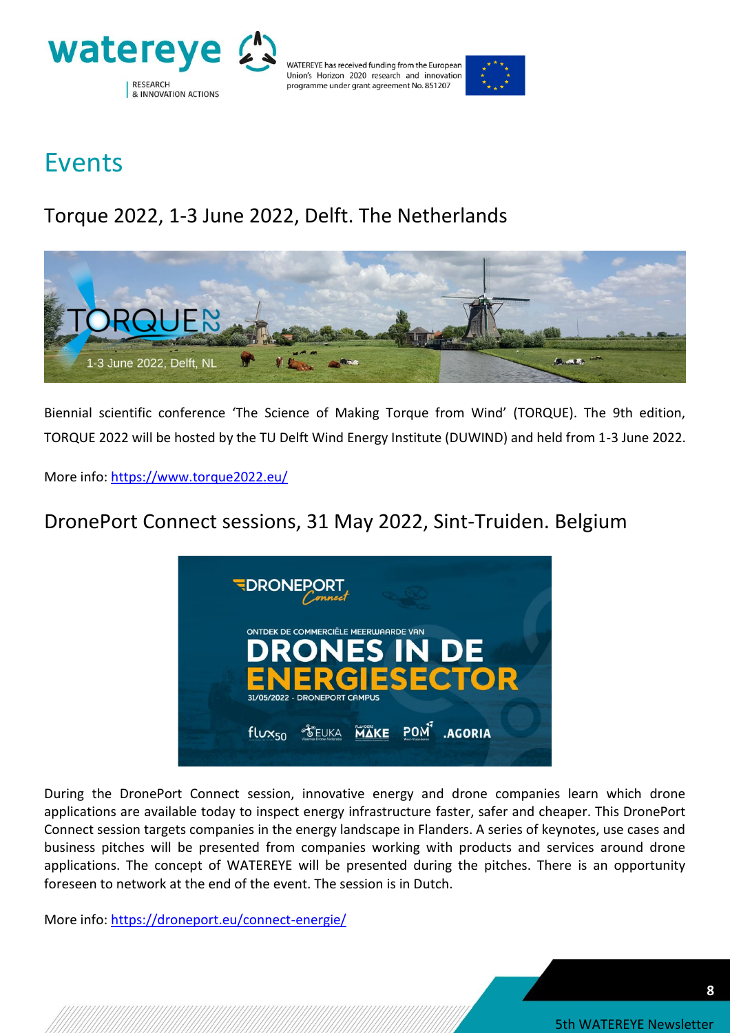# Events

## Torque 2022, 1-3 June 2022, Delft. The Netherlands

Biennial scientific conference 'The Science of Making Torque from Wind' (TORQUE). The 9th edition, TORQUE 2022 will be hosted by the TU Delft Wind Energy Institute (DUWIND) and held from 1-3 June 2022.

More info: https://www.torque2022.eu/

## DronePort Connect sessions, 31 May 2022, Sint-Truiden. Belgium

During the DronePort Connect session, innovative energy and drone companies learn which drone applications are available today to inspect energy infrastructure faster, safer and cheaper. This DronePort Connect session targets companies in the energy landscape in Flanders. A series of keynotes, use cases and business pitches will be presented from companies working with products and services around drone applications. The concept of WATEREYE will be presented during the pitches. There is an opportunity foreseen to network at the end of the event. The session is in Dutch.

More info: https://droneport.eu/connect-energie/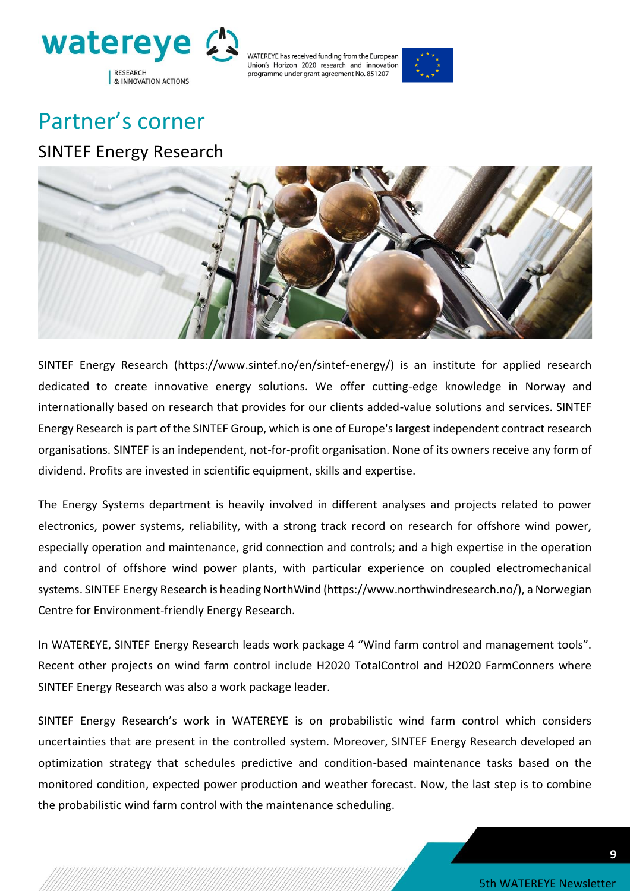# Partner's corner

## SINTEF Energy Research

SINTEF Energy Research (https://www.sintef.no/en/sintef-energy/) is an institute for applied research dedicated to create innovative energy solutions. We offer cutting-edge knowledge in Norway and internationally based on research that provides for our clients added-value solutions and services. SINTEF Energy Research is part of the SINTEF Group, which is one of Europe's largest independent contract research organisations. SINTEF is an independent, not-for-profit organisation. None of its owners receive any form of dividend. Profits are invested in scientific equipment, skills and expertise.

The Energy Systems department is heavily involved in different analyses and projects related to power electronics, power systems, reliability, with a strong track record on research for offshore wind power, especially operation and maintenance, grid connection and controls; and a high expertise in the operation and control of offshore wind power plants, with particular experience on coupled electromechanical systems. SINTEF Energy Research is heading NorthWind (https://www.northwindresearch.no/), a Norwegian Centre for Environment-friendly Energy Research.

In WATEREYE, SINTEF Energy Research leads work package 4 "Wind farm control and management tools". Recent other projects on wind farm control include H2020 TotalControl and H2020 FarmConners where SINTEF Energy Research was also a work package leader.

SINTEF Energy Research's work in WATEREYE is on probabilistic wind farm control which considers uncertainties that are present in the controlled system. Moreover, SINTEF Energy Research developed an optimization strategy that schedules predictive and condition-based maintenance tasks based on the monitored condition, expected power production and weather forecast. Now, the last step is to combine the probabilistic wind farm control with the maintenance scheduling.